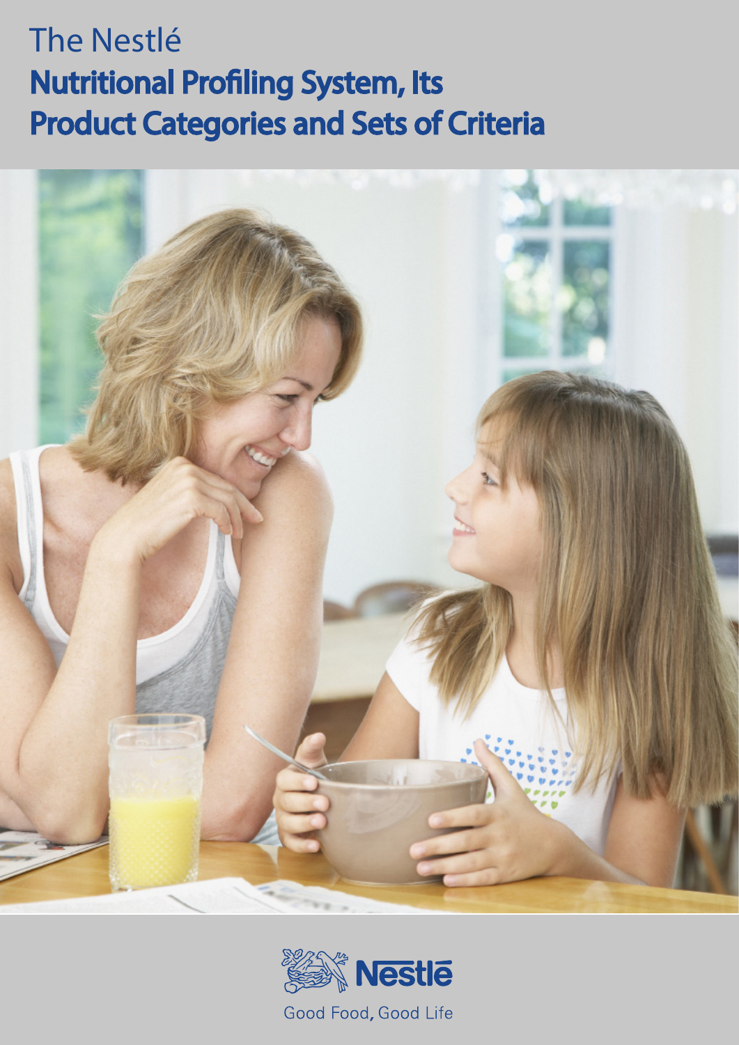# The Nestlé
## Nutritional Profiling System, Its Product Categories and Sets of Criteria

Nestlé

Good Food, Good Life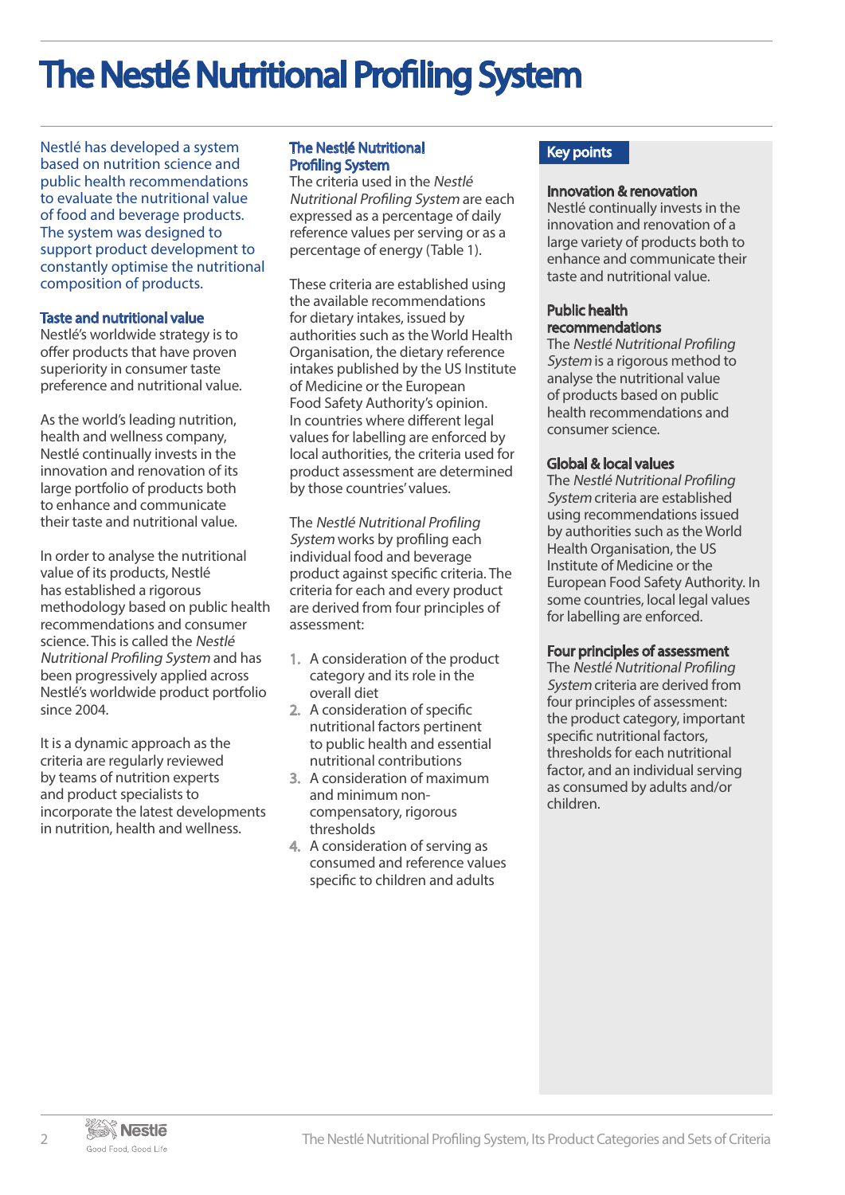# The Nestlé Nutritional Profiling System

Nestlé has developed a system based on nutrition science and public health recommendations to evaluate the nutritional value of food and beverage products. The system was designed to support product development to constantly optimise the nutritional composition of products.

## Taste and nutritional value

Nestlé's worldwide strategy is to offer products that have proven superiority in consumer taste preference and nutritional value.

As the world's leading nutrition, health and wellness company, Nestlé continually invests in the innovation and renovation of its large portfolio of products both to enhance and communicate their taste and nutritional value.

In order to analyse the nutritional value of its products, Nestlé has established a rigorous methodology based on public health recommendations and consumer science. This is called the *Nestlé Nutritional Profiling System* and has been progressively applied across Nestlé's worldwide product portfolio since 2004.

It is a dynamic approach as the criteria are regularly reviewed by teams of nutrition experts and product specialists to incorporate the latest developments in nutrition, health and wellness.

## The Nestlé Nutritional Profiling System

The criteria used in the *Nestlé Nutritional Profiling System* are each expressed as a percentage of daily reference values per serving or as a percentage of energy (Table 1).

These criteria are established using the available recommendations for dietary intakes, issued by authorities such as the World Health Organisation, the dietary reference intakes published by the US Institute of Medicine or the European Food Safety Authority's opinion. In countries where different legal values for labelling are enforced by local authorities, the criteria used for product assessment are determined by those countries' values.

The *Nestlé Nutritional Profiling System* works by profiling each individual food and beverage product against specific criteria. The criteria for each and every product are derived from four principles of assessment:

1. A consideration of the product category and its role in the overall diet
2. A consideration of specific nutritional factors pertinent to public health and essential nutritional contributions
3. A consideration of maximum and minimum non-compensatory, rigorous thresholds
4. A consideration of serving as consumed and reference values specific to children and adults

## Key points

### Innovation & renovation

Nestlé continually invests in the innovation and renovation of a large variety of products both to enhance and communicate their taste and nutritional value.

### Public health recommendations

The *Nestlé Nutritional Profiling System* is a rigorous method to analyse the nutritional value of products based on public health recommendations and consumer science.

### Global & local values

The *Nestlé Nutritional Profiling System* criteria are established using recommendations issued by authorities such as the World Health Organisation, the US Institute of Medicine or the European Food Safety Authority. In some countries, local legal values for labelling are enforced.

### Four principles of assessment

The *Nestlé Nutritional Profiling System* criteria are derived from four principles of assessment: the product category, important specific nutritional factors, thresholds for each nutritional factor, and an individual serving as consumed by adults and/or children.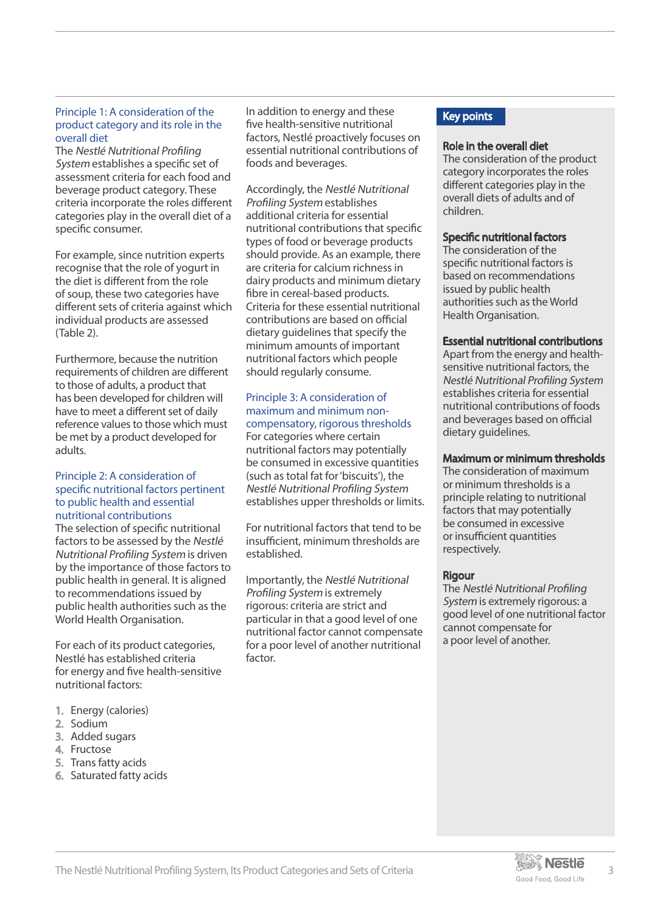### Principle 1: A consideration of the product category and its role in the overall diet

The *Nestlé Nutritional Profiling System* establishes a specific set of assessment criteria for each food and beverage product category. These criteria incorporate the roles different categories play in the overall diet of a specific consumer.

For example, since nutrition experts recognise that the role of yogurt in the diet is different from the role of soup, these two categories have different sets of criteria against which individual products are assessed (Table 2).

Furthermore, because the nutrition requirements of children are different to those of adults, a product that has been developed for children will have to meet a different set of daily reference values to those which must be met by a product developed for adults.

### Principle 2: A consideration of specific nutritional factors pertinent to public health and essential nutritional contributions

The selection of specific nutritional factors to be assessed by the *Nestlé Nutritional Profiling System* is driven by the importance of those factors to public health in general. It is aligned to recommendations issued by public health authorities such as the World Health Organisation.

For each of its product categories, Nestlé has established criteria for energy and five health-sensitive nutritional factors:

1. Energy (calories)
2. Sodium
3. Added sugars
4. Fructose
5. Trans fatty acids
6. Saturated fatty acids

In addition to energy and these five health-sensitive nutritional factors, Nestlé proactively focuses on essential nutritional contributions of foods and beverages.

Accordingly, the *Nestlé Nutritional Profiling System* establishes additional criteria for essential nutritional contributions that specific types of food or beverage products should provide. As an example, there are criteria for calcium richness in dairy products and minimum dietary fibre in cereal-based products. Criteria for these essential nutritional contributions are based on official dietary guidelines that specify the minimum amounts of important nutritional factors which people should regularly consume.

### Principle 3: A consideration of maximum and minimum non-compensatory, rigorous thresholds

For categories where certain nutritional factors may potentially be consumed in excessive quantities (such as total fat for 'biscuits'), the *Nestlé Nutritional Profiling System* establishes upper thresholds or limits.

For nutritional factors that tend to be insufficient, minimum thresholds are established.

Importantly, the *Nestlé Nutritional Profiling System* is extremely rigorous: criteria are strict and particular in that a good level of one nutritional factor cannot compensate for a poor level of another nutritional factor.

## Key points

**Role in the overall diet**
The consideration of the product category incorporates the roles different categories play in the overall diets of adults and of children.

**Specific nutritional factors**
The consideration of the specific nutritional factors is based on recommendations issued by public health authorities such as the World Health Organisation.

**Essential nutritional contributions**
Apart from the energy and health-sensitive nutritional factors, the *Nestlé Nutritional Profiling System* establishes criteria for essential nutritional contributions of foods and beverages based on official dietary guidelines.

**Maximum or minimum thresholds**
The consideration of maximum or minimum thresholds is a principle relating to nutritional factors that may potentially be consumed in excessive or insufficient quantities respectively.

**Rigour**
The *Nestlé Nutritional Profiling System* is extremely rigorous: a good level of one nutritional factor cannot compensate for a poor level of another.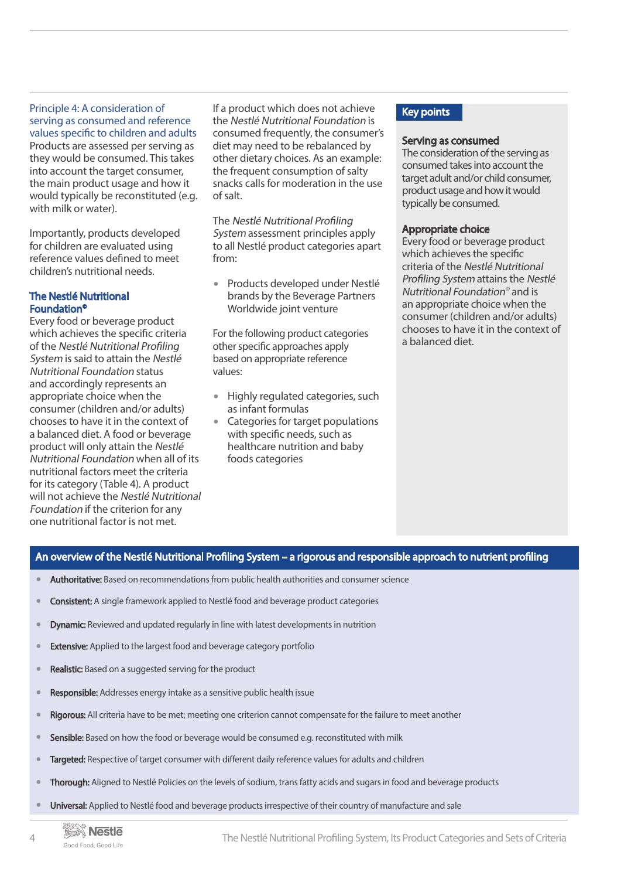### Principle 4: A consideration of serving as consumed and reference values specific to children and adults

Products are assessed per serving as they would be consumed. This takes into account the target consumer, the main product usage and how it would typically be reconstituted (e.g. with milk or water).

Importantly, products developed for children are evaluated using reference values defined to meet children's nutritional needs.

### The Nestlé Nutritional Foundation®

Every food or beverage product which achieves the specific criteria of the *Nestlé Nutritional Profiling System* is said to attain the *Nestlé Nutritional Foundation* status and accordingly represents an appropriate choice when the consumer (children and/or adults) chooses to have it in the context of a balanced diet. A food or beverage product will only attain the *Nestlé Nutritional Foundation* when all of its nutritional factors meet the criteria for its category (Table 4). A product will not achieve the *Nestlé Nutritional Foundation* if the criterion for any one nutritional factor is not met.

If a product which does not achieve the *Nestlé Nutritional Foundation* is consumed frequently, the consumer's diet may need to be rebalanced by other dietary choices. As an example: the frequent consumption of salty snacks calls for moderation in the use of salt.

The *Nestlé Nutritional Profiling System* assessment principles apply to all Nestlé product categories apart from:

- Products developed under Nestlé brands by the Beverage Partners Worldwide joint venture

For the following product categories other specific approaches apply based on appropriate reference values:

- Highly regulated categories, such as infant formulas
- Categories for target populations with specific needs, such as healthcare nutrition and baby foods categories

### Key points

**Serving as consumed**

The consideration of the serving as consumed takes into account the target adult and/or child consumer, product usage and how it would typically be consumed.

**Appropriate choice**

Every food or beverage product which achieves the specific criteria of the *Nestlé Nutritional Profiling System* attains the *Nestlé Nutritional Foundation*© and is an appropriate choice when the consumer (children and/or adults) chooses to have it in the context of a balanced diet.

### An overview of the Nestlé Nutritional Profiling System – a rigorous and responsible approach to nutrient profiling

- **Authoritative:** Based on recommendations from public health authorities and consumer science
- **Consistent:** A single framework applied to Nestlé food and beverage product categories
- **Dynamic:** Reviewed and updated regularly in line with latest developments in nutrition
- **Extensive:** Applied to the largest food and beverage category portfolio
- **Realistic:** Based on a suggested serving for the product
- **Responsible:** Addresses energy intake as a sensitive public health issue
- **Rigorous:** All criteria have to be met; meeting one criterion cannot compensate for the failure to meet another
- **Sensible:** Based on how the food or beverage would be consumed e.g. reconstituted with milk
- **Targeted:** Respective of target consumer with different daily reference values for adults and children
- **Thorough:** Aligned to Nestlé Policies on the levels of sodium, trans fatty acids and sugars in food and beverage products
- **Universal:** Applied to Nestlé food and beverage products irrespective of their country of manufacture and sale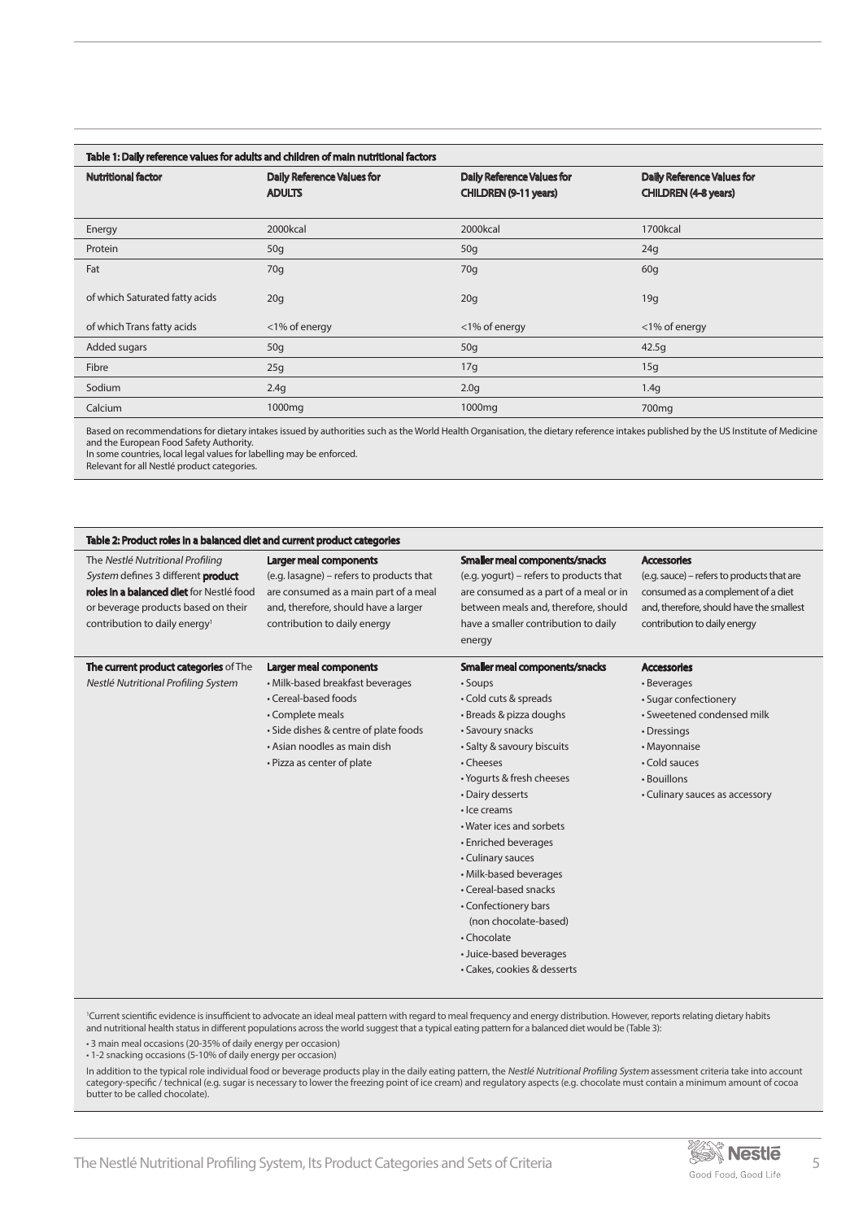**Table 1: Daily reference values for adults and children of main nutritional factors**

| Nutritional factor | Daily Reference Values for ADULTS | Daily Reference Values for CHILDREN (9-11 years) | Daily Reference Values for CHILDREN (4-8 years) |
|---|---|---|---|
| Energy | 2000kcal | 2000kcal | 1700kcal |
| Protein | 50g | 50g | 24g |
| Fat | 70g | 70g | 60g |
| of which Saturated fatty acids | 20g | 20g | 19g |
| of which Trans fatty acids | <1% of energy | <1% of energy | <1% of energy |
| Added sugars | 50g | 50g | 42.5g |
| Fibre | 25g | 17g | 15g |
| Sodium | 2.4g | 2.0g | 1.4g |
| Calcium | 1000mg | 1000mg | 700mg |

Based on recommendations for dietary intakes issued by authorities such as the World Health Organisation, the dietary reference intakes published by the US Institute of Medicine and the European Food Safety Authority.
In some countries, local legal values for labelling may be enforced.
Relevant for all Nestlé product categories.

**Table 2: Product roles in a balanced diet and current product categories**

| | | | |
|---|---|---|---|
| The *Nestlé Nutritional Profiling System* defines 3 different **product roles in a balanced diet** for Nestlé food or beverage products based on their contribution to daily energy[1] | **Larger meal components** (e.g. lasagne) – refers to products that are consumed as a main part of a meal and, therefore, should have a larger contribution to daily energy | **Smaller meal components/snacks** (e.g. yogurt) – refers to products that are consumed as a part of a meal or in between meals and, therefore, should have a smaller contribution to daily energy | **Accessories** (e.g. sauce) – refers to products that are consumed as a complement of a diet and, therefore, should have the smallest contribution to daily energy |
| **The current product categories** of The *Nestlé Nutritional Profiling System* | **Larger meal components**<br>• Milk-based breakfast beverages<br>• Cereal-based foods<br>• Complete meals<br>• Side dishes & centre of plate foods<br>• Asian noodles as main dish<br>• Pizza as center of plate | **Smaller meal components/snacks**<br>• Soups<br>• Cold cuts & spreads<br>• Breads & pizza doughs<br>• Savoury snacks<br>• Salty & savoury biscuits<br>• Cheeses<br>• Yogurts & fresh cheeses<br>• Dairy desserts<br>• Ice creams<br>• Water ices and sorbets<br>• Enriched beverages<br>• Culinary sauces<br>• Milk-based beverages<br>• Cereal-based snacks<br>• Confectionery bars (non chocolate-based)<br>• Chocolate<br>• Juice-based beverages<br>• Cakes, cookies & desserts | **Accessories**<br>• Beverages<br>• Sugar confectionery<br>• Sweetened condensed milk<br>• Dressings<br>• Mayonnaise<br>• Cold sauces<br>• Bouillons<br>• Culinary sauces as accessory |

[1]Current scientific evidence is insufficient to advocate an ideal meal pattern with regard to meal frequency and energy distribution. However, reports relating dietary habits and nutritional health status in different populations across the world suggest that a typical eating pattern for a balanced diet would be (Table 3):

- 3 main meal occasions (20-35% of daily energy per occasion)
- 1-2 snacking occasions (5-10% of daily energy per occasion)

In addition to the typical role individual food or beverage products play in the daily eating pattern, the *Nestlé Nutritional Profiling System* assessment criteria take into account category-specific / technical (e.g. sugar is necessary to lower the freezing point of ice cream) and regulatory aspects (e.g. chocolate must contain a minimum amount of cocoa butter to be called chocolate).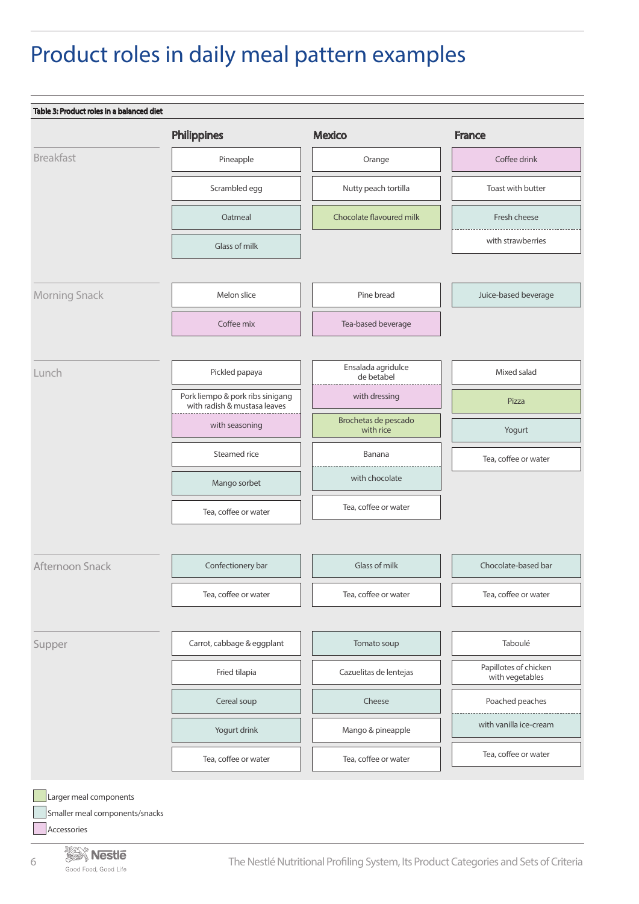# Product roles in daily meal pattern examples

**Table 3: Product roles in a balanced diet**

| | Philippines | Mexico | France |
|---|---|---|---|
| **Breakfast** | Pineapple | Orange | Coffee drink |
| | Scrambled egg | Nutty peach tortilla | Toast with butter |
| | Oatmeal | Chocolate flavoured milk | Fresh cheese with strawberries |
| | Glass of milk | | |
| **Morning Snack** | Melon slice | Pine bread | Juice-based beverage |
| | Coffee mix | Tea-based beverage | |
| **Lunch** | Pickled papaya | Ensalada agridulce de betabel with dressing | Mixed salad |
| | Pork liempo & pork ribs sinigang with radish & mustasa leaves with seasoning | Brochetas de pescado with rice | Pizza |
| | Steamed rice | Banana with chocolate | Yogurt |
| | Mango sorbet | Tea, coffee or water | Tea, coffee or water |
| | Tea, coffee or water | | |
| **Afternoon Snack** | Confectionery bar | Glass of milk | Chocolate-based bar |
| | Tea, coffee or water | Tea, coffee or water | Tea, coffee or water |
| **Supper** | Carrot, cabbage & eggplant | Tomato soup | Taboulé |
| | Fried tilapia | Cazuelitas de lentejas | Papillotes of chicken with vegetables |
| | Cereal soup | Cheese | Poached peaches with vanilla ice-cream |
| | Yogurt drink | Mango & pineapple | Tea, coffee or water |
| | Tea, coffee or water | Tea, coffee or water | |

Legend:
- Larger meal components (Chocolate flavoured milk, Brochetas de pescado with rice, Pizza)
- Smaller meal components/snacks (Oatmeal, Glass of milk, Fresh cheese, Juice-based beverage, Mango sorbet, with chocolate, Yogurt, Confectionery bar, Chocolate-based bar, Tomato soup, Cheese, Cereal soup, Yogurt drink)
- Accessories (Coffee drink, Coffee mix, Tea-based beverage, with dressing, with seasoning)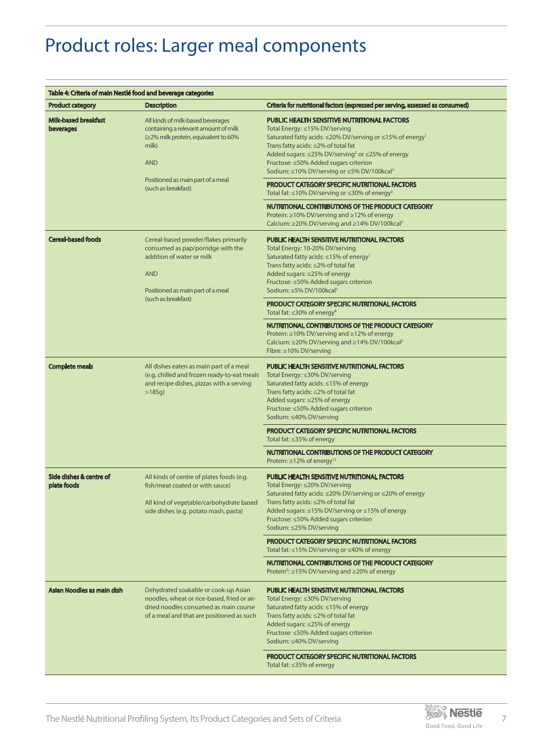# Product roles: Larger meal components

**Table 4: Criteria of main Nestlé food and beverage categories**

| Product category | Description | Criteria for nutritional factors (expressed per serving, assessed as consumed) |
|---|---|---|
| **Milk-based breakfast beverages** | All kinds of milk-based beverages containing a relevant amount of milk (≥2% milk protein, equivalent to 60% milk)<br><br>AND<br><br>Positioned as main part of a meal (such as breakfast) | **PUBLIC HEALTH SENSITIVE NUTRITIONAL FACTORS**<br>Total Energy: ≤15% DV/serving<br>Saturated fatty acids: ≤20% DV/serving or ≤15% of energy[1]<br>Trans fatty acids: ≤2% of total fat<br>Added sugars: ≤25% DV/serving[2] or ≤25% of energy<br>Fructose: ≤50% Added sugars criterion<br>Sodium: ≤10% DV/serving or ≤5% DV/100kcal[3] |
| | | **PRODUCT CATEGORY SPECIFIC NUTRITIONAL FACTORS**<br>Total fat: ≤10% DV/serving or ≤30% of energy[4] |
| | | **NUTRITIONAL CONTRIBUTIONS OF THE PRODUCT CATEGORY**<br>Protein: ≥10% DV/serving and ≥12% of energy<br>Calcium: ≥20% DV/serving and ≥14% DV/100kcal[5] |
| **Cereal-based foods** | Cereal-based powder/flakes primarily consumed as pap/porridge with the addition of water or milk<br><br>AND<br><br>Positioned as main part of a meal (such as breakfast) | **PUBLIC HEALTH SENSITIVE NUTRITIONAL FACTORS**<br>Total Energy: 10-20% DV/serving<br>Saturated fatty acids: ≤15% of energy[1]<br>Trans fatty acids: ≤2% of total fat<br>Added sugars: ≤25% of energy<br>Fructose: ≤50% Added sugars criterion<br>Sodium: ≤5% DV/100kcal[3] |
| | | **PRODUCT CATEGORY SPECIFIC NUTRITIONAL FACTORS**<br>Total fat: ≤30% of energy[4] |
| | | **NUTRITIONAL CONTRIBUTIONS OF THE PRODUCT CATEGORY**<br>Protein: ≥10% DV/serving and ≥12% of energy<br>Calcium: ≥20% DV/serving and ≥14% DV/100kcal[5]<br>Fibre: ≥10% DV/serving |
| **Complete meals** | All dishes eaten as main part of a meal (e.g. chilled and frozen ready-to-eat meals and recipe dishes, pizzas with a serving >185g) | **PUBLIC HEALTH SENSITIVE NUTRITIONAL FACTORS**<br>Total Energy: ≤30% DV/serving<br>Saturated fatty acids: ≤15% of energy<br>Trans fatty acids: ≤2% of total fat<br>Added sugars: ≤25% of energy<br>Fructose: ≤50% Added sugars criterion<br>Sodium: ≤40% DV/serving |
| | | **PRODUCT CATEGORY SPECIFIC NUTRITIONAL FACTORS**<br>Total fat: ≤35% of energy |
| | | **NUTRITIONAL CONTRIBUTIONS OF THE PRODUCT CATEGORY**<br>Protein: ≥12% of energy[12] |
| **Side dishes & centre of plate foods** | All kinds of centre of plates foods (e.g. fish/meat coated or with sauce)<br><br>All kind of vegetable/carbohydrate based side dishes (e.g. potato mash, pasta) | **PUBLIC HEALTH SENSITIVE NUTRITIONAL FACTORS**<br>Total Energy: ≤20% DV/serving<br>Saturated fatty acids: ≤20% DV/serving or ≤20% of energy<br>Trans fatty acids: ≤2% of total fat<br>Added sugars: ≤15% DV/serving or ≤15% of energy<br>Fructose: ≤50% Added sugars criterion<br>Sodium: ≤25% DV/serving |
| | | **PRODUCT CATEGORY SPECIFIC NUTRITIONAL FACTORS**<br>Total fat: ≤15% DV/serving or ≤40% of energy |
| | | **NUTRITIONAL CONTRIBUTIONS OF THE PRODUCT CATEGORY**<br>Protein[6]: ≥15% DV/serving and ≥20% of energy |
| **Asian Noodles as main dish** | Dehydrated soakable or cook-up Asian noodles, wheat or rice-based, fried or air-dried noodles consumed as main course of a meal and that are positioned as such | **PUBLIC HEALTH SENSITIVE NUTRITIONAL FACTORS**<br>Total Energy: ≤30% DV/serving<br>Saturated fatty acids: ≤15% of energy<br>Trans fatty acids: ≤2% of total fat<br>Added sugars: ≤25% of energy<br>Fructose: ≤50% Added sugars criterion<br>Sodium: ≤40% DV/serving |
| | | **PRODUCT CATEGORY SPECIFIC NUTRITIONAL FACTORS**<br>Total fat: ≤35% of energy |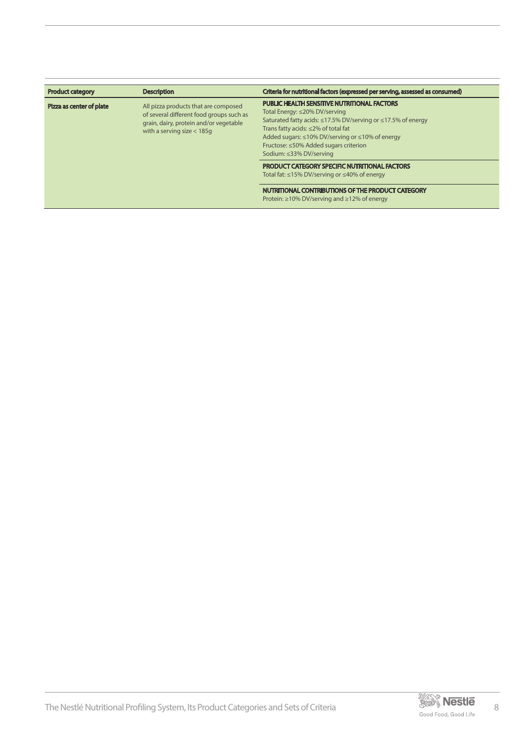| Product category | Description | Criteria for nutritional factors (expressed per serving, assessed as consumed) |
|---|---|---|
| **Pizza as center of plate** | All pizza products that are composed of several different food groups such as grain, dairy, protein and/or vegetable with a serving size < 185g | **PUBLIC HEALTH SENSITIVE NUTRITIONAL FACTORS**<br>Total Energy: ≤20% DV/serving<br>Saturated fatty acids: ≤17.5% DV/serving or ≤17.5% of energy<br>Trans fatty acids: ≤2% of total fat<br>Added sugars: ≤10% DV/serving or ≤10% of energy<br>Fructose: ≤50% Added sugars criterion<br>Sodium: ≤33% DV/serving |
| | | **PRODUCT CATEGORY SPECIFIC NUTRITIONAL FACTORS**<br>Total fat: ≤15% DV/serving or ≤40% of energy |
| | | **NUTRITIONAL CONTRIBUTIONS OF THE PRODUCT CATEGORY**<br>Protein: ≥10% DV/serving and ≥12% of energy |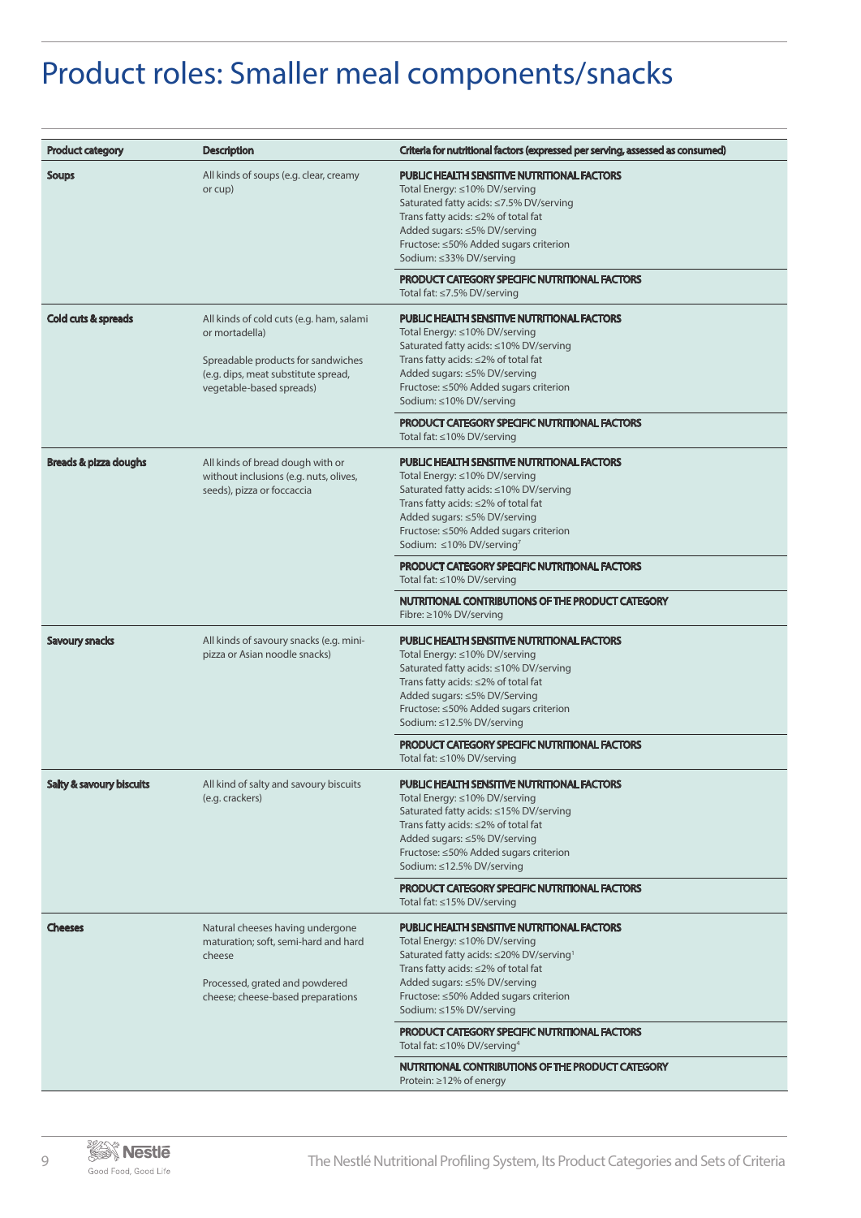# Product roles: Smaller meal components/snacks

| Product category | Description | Criteria for nutritional factors (expressed per serving, assessed as consumed) |
|---|---|---|
| **Soups** | All kinds of soups (e.g. clear, creamy or cup) | **PUBLIC HEALTH SENSITIVE NUTRITIONAL FACTORS**<br>Total Energy: ≤10% DV/serving<br>Saturated fatty acids: ≤7.5% DV/serving<br>Trans fatty acids: ≤2% of total fat<br>Added sugars: ≤5% DV/serving<br>Fructose: ≤50% Added sugars criterion<br>Sodium: ≤33% DV/serving |
| | | **PRODUCT CATEGORY SPECIFIC NUTRITIONAL FACTORS**<br>Total fat: ≤7.5% DV/serving |
| **Cold cuts & spreads** | All kinds of cold cuts (e.g. ham, salami or mortadella)<br><br>Spreadable products for sandwiches (e.g. dips, meat substitute spread, vegetable-based spreads) | **PUBLIC HEALTH SENSITIVE NUTRITIONAL FACTORS**<br>Total Energy: ≤10% DV/serving<br>Saturated fatty acids: ≤10% DV/serving<br>Trans fatty acids: ≤2% of total fat<br>Added sugars: ≤5% DV/serving<br>Fructose: ≤50% Added sugars criterion<br>Sodium: ≤10% DV/serving |
| | | **PRODUCT CATEGORY SPECIFIC NUTRITIONAL FACTORS**<br>Total fat: ≤10% DV/serving |
| **Breads & pizza doughs** | All kinds of bread dough with or without inclusions (e.g. nuts, olives, seeds), pizza or foccaccia | **PUBLIC HEALTH SENSITIVE NUTRITIONAL FACTORS**<br>Total Energy: ≤10% DV/serving<br>Saturated fatty acids: ≤10% DV/serving<br>Trans fatty acids: ≤2% of total fat<br>Added sugars: ≤5% DV/serving<br>Fructose: ≤50% Added sugars criterion<br>Sodium: ≤10% DV/serving[7] |
| | | **PRODUCT CATEGORY SPECIFIC NUTRITIONAL FACTORS**<br>Total fat: ≤10% DV/serving |
| | | **NUTRITIONAL CONTRIBUTIONS OF THE PRODUCT CATEGORY**<br>Fibre: ≥10% DV/serving |
| **Savoury snacks** | All kinds of savoury snacks (e.g. mini-pizza or Asian noodle snacks) | **PUBLIC HEALTH SENSITIVE NUTRITIONAL FACTORS**<br>Total Energy: ≤10% DV/serving<br>Saturated fatty acids: ≤10% DV/serving<br>Trans fatty acids: ≤2% of total fat<br>Added sugars: ≤5% DV/Serving<br>Fructose: ≤50% Added sugars criterion<br>Sodium: ≤12.5% DV/serving |
| | | **PRODUCT CATEGORY SPECIFIC NUTRITIONAL FACTORS**<br>Total fat: ≤10% DV/serving |
| **Salty & savoury biscuits** | All kind of salty and savoury biscuits (e.g. crackers) | **PUBLIC HEALTH SENSITIVE NUTRITIONAL FACTORS**<br>Total Energy: ≤10% DV/serving<br>Saturated fatty acids: ≤15% DV/serving<br>Trans fatty acids: ≤2% of total fat<br>Added sugars: ≤5% DV/serving<br>Fructose: ≤50% Added sugars criterion<br>Sodium: ≤12.5% DV/serving |
| | | **PRODUCT CATEGORY SPECIFIC NUTRITIONAL FACTORS**<br>Total fat: ≤15% DV/serving |
| **Cheeses** | Natural cheeses having undergone maturation; soft, semi-hard and hard cheese<br><br>Processed, grated and powdered cheese; cheese-based preparations | **PUBLIC HEALTH SENSITIVE NUTRITIONAL FACTORS**<br>Total Energy: ≤10% DV/serving<br>Saturated fatty acids: ≤20% DV/serving[1]<br>Trans fatty acids: ≤2% of total fat<br>Added sugars: ≤5% DV/serving<br>Fructose: ≤50% Added sugars criterion<br>Sodium: ≤15% DV/serving |
| | | **PRODUCT CATEGORY SPECIFIC NUTRITIONAL FACTORS**<br>Total fat: ≤10% DV/serving[4] |
| | | **NUTRITIONAL CONTRIBUTIONS OF THE PRODUCT CATEGORY**<br>Protein: ≥12% of energy |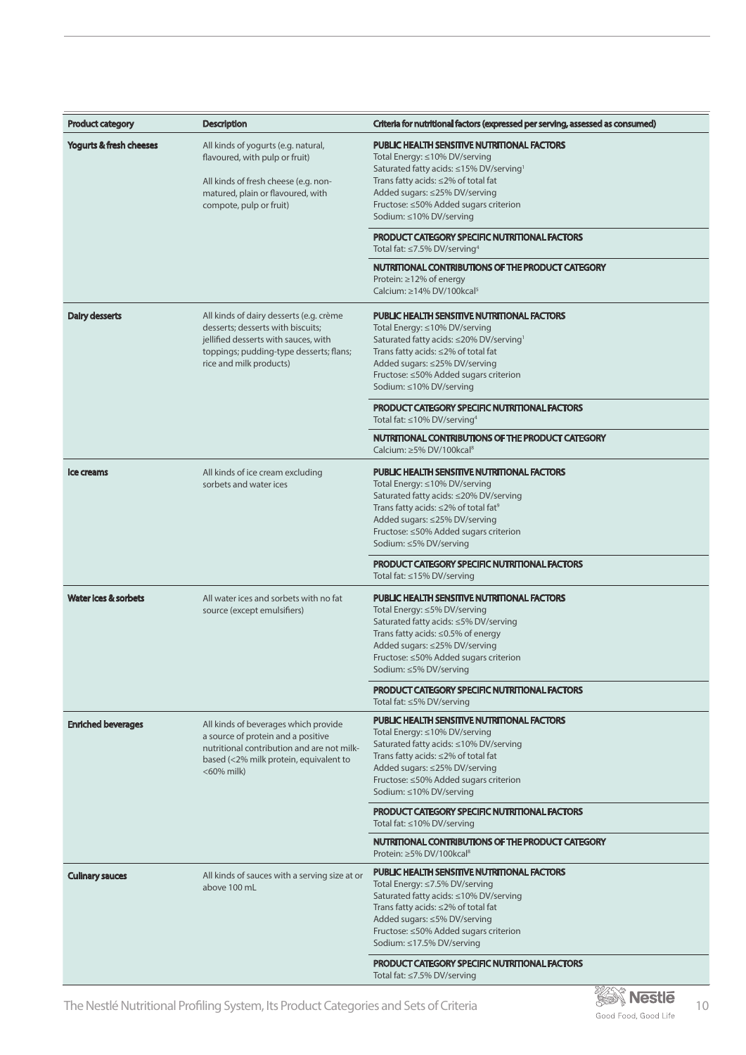| Product category | Description | Criteria for nutritional factors (expressed per serving, assessed as consumed) |
|---|---|---|
| **Yogurts & fresh cheeses** | All kinds of yogurts (e.g. natural, flavoured, with pulp or fruit)<br><br>All kinds of fresh cheese (e.g. non-matured, plain or flavoured, with compote, pulp or fruit) | **PUBLIC HEALTH SENSITIVE NUTRITIONAL FACTORS**<br>Total Energy: ≤10% DV/serving<br>Saturated fatty acids: ≤15% DV/serving[1]<br>Trans fatty acids: ≤2% of total fat<br>Added sugars: ≤25% DV/serving<br>Fructose: ≤50% Added sugars criterion<br>Sodium: ≤10% DV/serving |
| | | **PRODUCT CATEGORY SPECIFIC NUTRITIONAL FACTORS**<br>Total fat: ≤7.5% DV/serving[4] |
| | | **NUTRITIONAL CONTRIBUTIONS OF THE PRODUCT CATEGORY**<br>Protein: ≥12% of energy<br>Calcium: ≥14% DV/100kcal[5] |
| **Dairy desserts** | All kinds of dairy desserts (e.g. crème desserts; desserts with biscuits; jellified desserts with sauces, with toppings; pudding-type desserts; flans; rice and milk products) | **PUBLIC HEALTH SENSITIVE NUTRITIONAL FACTORS**<br>Total Energy: ≤10% DV/serving<br>Saturated fatty acids: ≤20% DV/serving[1]<br>Trans fatty acids: ≤2% of total fat<br>Added sugars: ≤25% DV/serving<br>Fructose: ≤50% Added sugars criterion<br>Sodium: ≤10% DV/serving |
| | | **PRODUCT CATEGORY SPECIFIC NUTRITIONAL FACTORS**<br>Total fat: ≤10% DV/serving[4] |
| | | **NUTRITIONAL CONTRIBUTIONS OF THE PRODUCT CATEGORY**<br>Calcium: ≥5% DV/100kcal[8] |
| **Ice creams** | All kinds of ice cream excluding sorbets and water ices | **PUBLIC HEALTH SENSITIVE NUTRITIONAL FACTORS**<br>Total Energy: ≤10% DV/serving<br>Saturated fatty acids: ≤20% DV/serving<br>Trans fatty acids: ≤2% of total fat[9]<br>Added sugars: ≤25% DV/serving<br>Fructose: ≤50% Added sugars criterion<br>Sodium: ≤5% DV/serving |
| | | **PRODUCT CATEGORY SPECIFIC NUTRITIONAL FACTORS**<br>Total fat: ≤15% DV/serving |
| **Water ices & sorbets** | All water ices and sorbets with no fat source (except emulsifiers) | **PUBLIC HEALTH SENSITIVE NUTRITIONAL FACTORS**<br>Total Energy: ≤5% DV/serving<br>Saturated fatty acids: ≤5% DV/serving<br>Trans fatty acids: ≤0.5% of energy<br>Added sugars: ≤25% DV/serving<br>Fructose: ≤50% Added sugars criterion<br>Sodium: ≤5% DV/serving |
| | | **PRODUCT CATEGORY SPECIFIC NUTRITIONAL FACTORS**<br>Total fat: ≤5% DV/serving |
| **Enriched beverages** | All kinds of beverages which provide a source of protein and a positive nutritional contribution and are not milk-based (<2% milk protein, equivalent to <60% milk) | **PUBLIC HEALTH SENSITIVE NUTRITIONAL FACTORS**<br>Total Energy: ≤10% DV/serving<br>Saturated fatty acids: ≤10% DV/serving<br>Trans fatty acids: ≤2% of total fat<br>Added sugars: ≤25% DV/serving<br>Fructose: ≤50% Added sugars criterion<br>Sodium: ≤10% DV/serving |
| | | **PRODUCT CATEGORY SPECIFIC NUTRITIONAL FACTORS**<br>Total fat: ≤10% DV/serving |
| | | **NUTRITIONAL CONTRIBUTIONS OF THE PRODUCT CATEGORY**<br>Protein: ≥5% DV/100kcal[8] |
| **Culinary sauces** | All kinds of sauces with a serving size at or above 100 mL | **PUBLIC HEALTH SENSITIVE NUTRITIONAL FACTORS**<br>Total Energy: ≤7.5% DV/serving<br>Saturated fatty acids: ≤10% DV/serving<br>Trans fatty acids: ≤2% of total fat<br>Added sugars: ≤5% DV/serving<br>Fructose: ≤50% Added sugars criterion<br>Sodium: ≤17.5% DV/serving |
| | | **PRODUCT CATEGORY SPECIFIC NUTRITIONAL FACTORS**<br>Total fat: ≤7.5% DV/serving |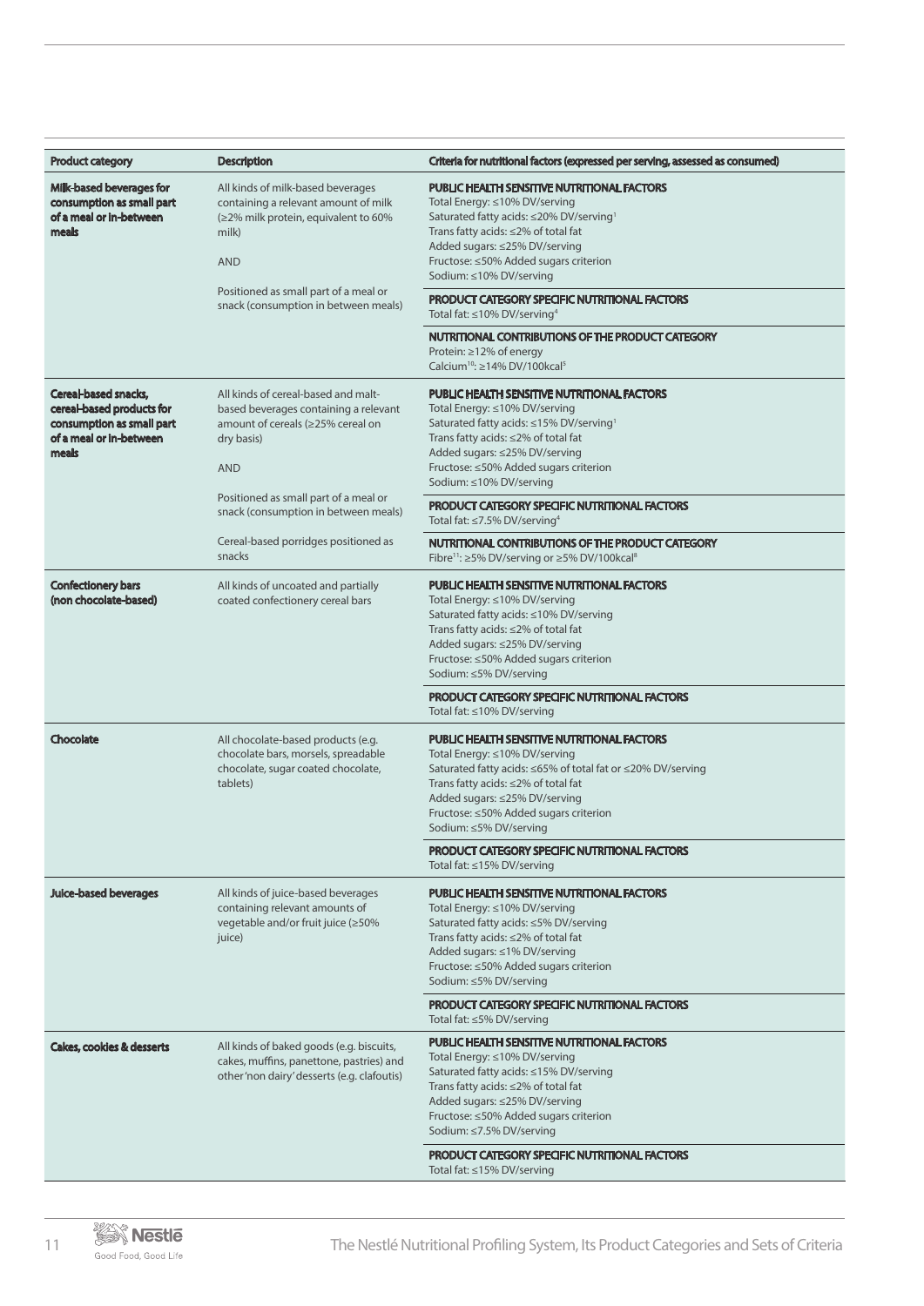| Product category | Description | Criteria for nutritional factors (expressed per serving, assessed as consumed) |
|---|---|---|
| **Milk-based beverages for consumption as small part of a meal or in-between meals** | All kinds of milk-based beverages containing a relevant amount of milk (≥2% milk protein, equivalent to 60% milk)<br><br>AND<br><br>Positioned as small part of a meal or snack (consumption in between meals) | **PUBLIC HEALTH SENSITIVE NUTRITIONAL FACTORS**<br>Total Energy: ≤10% DV/serving<br>Saturated fatty acids: ≤20% DV/serving[1]<br>Trans fatty acids: ≤2% of total fat<br>Added sugars: ≤25% DV/serving<br>Fructose: ≤50% Added sugars criterion<br>Sodium: ≤10% DV/serving<br><br>**PRODUCT CATEGORY SPECIFIC NUTRITIONAL FACTORS**<br>Total fat: ≤10% DV/serving[4]<br><br>**NUTRITIONAL CONTRIBUTIONS OF THE PRODUCT CATEGORY**<br>Protein: ≥12% of energy<br>Calcium[10]: ≥14% DV/100kcal[5] |
| **Cereal-based snacks, cereal-based products for consumption as small part of a meal or in-between meals** | All kinds of cereal-based and malt-based beverages containing a relevant amount of cereals (≥25% cereal on dry basis)<br><br>AND<br><br>Positioned as small part of a meal or snack (consumption in between meals)<br><br>Cereal-based porridges positioned as snacks | **PUBLIC HEALTH SENSITIVE NUTRITIONAL FACTORS**<br>Total Energy: ≤10% DV/serving<br>Saturated fatty acids: ≤15% DV/serving[1]<br>Trans fatty acids: ≤2% of total fat<br>Added sugars: ≤25% DV/serving<br>Fructose: ≤50% Added sugars criterion<br>Sodium: ≤10% DV/serving<br><br>**PRODUCT CATEGORY SPECIFIC NUTRITIONAL FACTORS**<br>Total fat: ≤7.5% DV/serving[4]<br><br>**NUTRITIONAL CONTRIBUTIONS OF THE PRODUCT CATEGORY**<br>Fibre[11]: ≥5% DV/serving or ≥5% DV/100kcal[8] |
| **Confectionery bars (non chocolate-based)** | All kinds of uncoated and partially coated confectionery cereal bars | **PUBLIC HEALTH SENSITIVE NUTRITIONAL FACTORS**<br>Total Energy: ≤10% DV/serving<br>Saturated fatty acids: ≤10% DV/serving<br>Trans fatty acids: ≤2% of total fat<br>Added sugars: ≤25% DV/serving<br>Fructose: ≤50% Added sugars criterion<br>Sodium: ≤5% DV/serving<br><br>**PRODUCT CATEGORY SPECIFIC NUTRITIONAL FACTORS**<br>Total fat: ≤10% DV/serving |
| **Chocolate** | All chocolate-based products (e.g. chocolate bars, morsels, spreadable chocolate, sugar coated chocolate, tablets) | **PUBLIC HEALTH SENSITIVE NUTRITIONAL FACTORS**<br>Total Energy: ≤10% DV/serving<br>Saturated fatty acids: ≤65% of total fat or ≤20% DV/serving<br>Trans fatty acids: ≤2% of total fat<br>Added sugars: ≤25% DV/serving<br>Fructose: ≤50% Added sugars criterion<br>Sodium: ≤5% DV/serving<br><br>**PRODUCT CATEGORY SPECIFIC NUTRITIONAL FACTORS**<br>Total fat: ≤15% DV/serving |
| **Juice-based beverages** | All kinds of juice-based beverages containing relevant amounts of vegetable and/or fruit juice (≥50% juice) | **PUBLIC HEALTH SENSITIVE NUTRITIONAL FACTORS**<br>Total Energy: ≤10% DV/serving<br>Saturated fatty acids: ≤5% DV/serving<br>Trans fatty acids: ≤2% of total fat<br>Added sugars: ≤1% DV/serving<br>Fructose: ≤50% Added sugars criterion<br>Sodium: ≤5% DV/serving<br><br>**PRODUCT CATEGORY SPECIFIC NUTRITIONAL FACTORS**<br>Total fat: ≤5% DV/serving |
| **Cakes, cookies & desserts** | All kinds of baked goods (e.g. biscuits, cakes, muffins, panettone, pastries) and other 'non dairy' desserts (e.g. clafoutis) | **PUBLIC HEALTH SENSITIVE NUTRITIONAL FACTORS**<br>Total Energy: ≤10% DV/serving<br>Saturated fatty acids: ≤15% DV/serving<br>Trans fatty acids: ≤2% of total fat<br>Added sugars: ≤25% DV/serving<br>Fructose: ≤50% Added sugars criterion<br>Sodium: ≤7.5% DV/serving<br><br>**PRODUCT CATEGORY SPECIFIC NUTRITIONAL FACTORS**<br>Total fat: ≤15% DV/serving |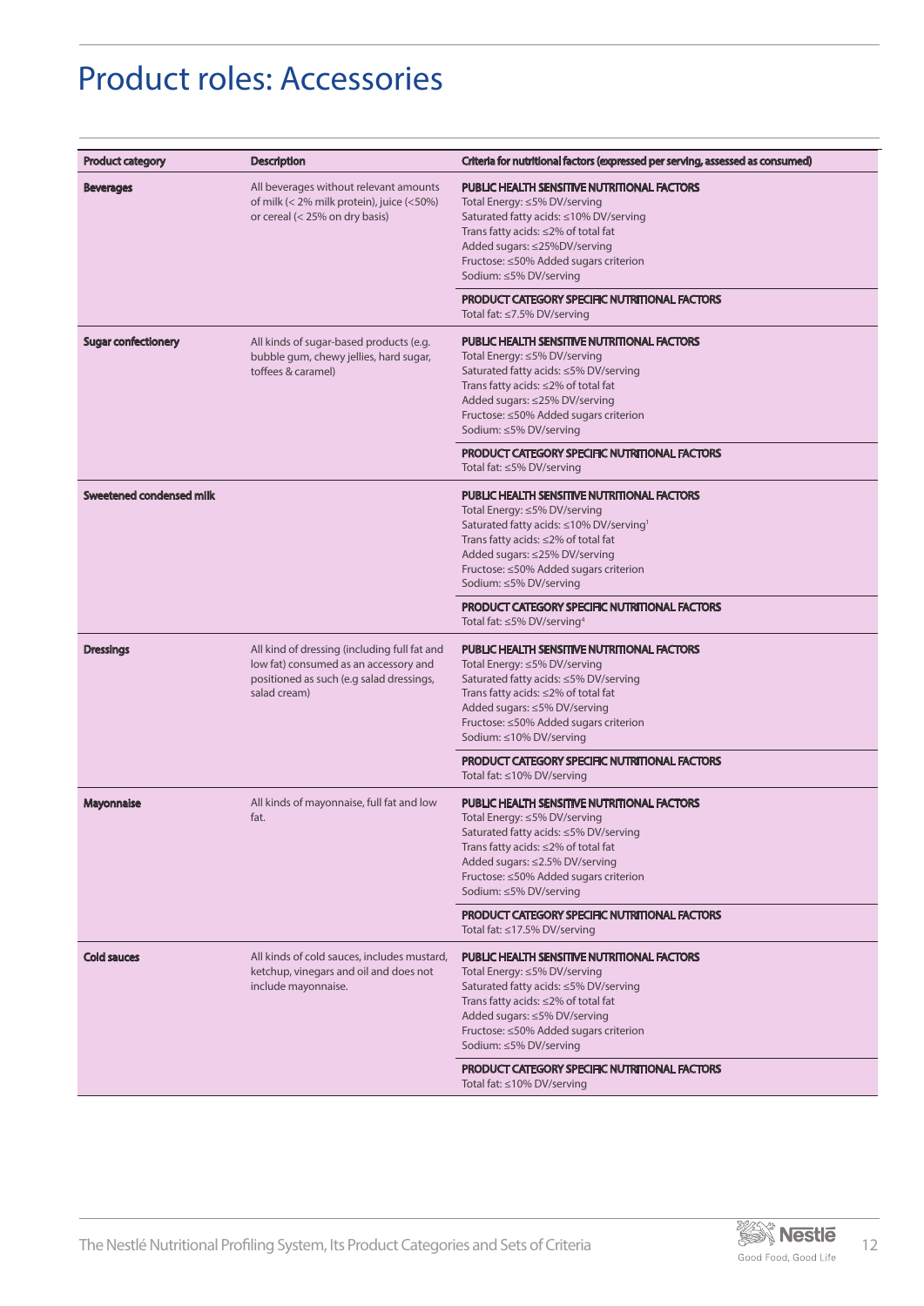# Product roles: Accessories

| Product category | Description | Criteria for nutritional factors (expressed per serving, assessed as consumed) |
|---|---|---|
| **Beverages** | All beverages without relevant amounts of milk (< 2% milk protein), juice (<50%) or cereal (< 25% on dry basis) | **PUBLIC HEALTH SENSITIVE NUTRITIONAL FACTORS**<br>Total Energy: ≤5% DV/serving<br>Saturated fatty acids: ≤10% DV/serving<br>Trans fatty acids: ≤2% of total fat<br>Added sugars: ≤25%DV/serving<br>Fructose: ≤50% Added sugars criterion<br>Sodium: ≤5% DV/serving |
| | | **PRODUCT CATEGORY SPECIFIC NUTRITIONAL FACTORS**<br>Total fat: ≤7.5% DV/serving |
| **Sugar confectionery** | All kinds of sugar-based products (e.g. bubble gum, chewy jellies, hard sugar, toffees & caramel) | **PUBLIC HEALTH SENSITIVE NUTRITIONAL FACTORS**<br>Total Energy: ≤5% DV/serving<br>Saturated fatty acids: ≤5% DV/serving<br>Trans fatty acids: ≤2% of total fat<br>Added sugars: ≤25% DV/serving<br>Fructose: ≤50% Added sugars criterion<br>Sodium: ≤5% DV/serving |
| | | **PRODUCT CATEGORY SPECIFIC NUTRITIONAL FACTORS**<br>Total fat: ≤5% DV/serving |
| **Sweetened condensed milk** | | **PUBLIC HEALTH SENSITIVE NUTRITIONAL FACTORS**<br>Total Energy: ≤5% DV/serving<br>Saturated fatty acids: ≤10% DV/serving[1]<br>Trans fatty acids: ≤2% of total fat<br>Added sugars: ≤25% DV/serving<br>Fructose: ≤50% Added sugars criterion<br>Sodium: ≤5% DV/serving |
| | | **PRODUCT CATEGORY SPECIFIC NUTRITIONAL FACTORS**<br>Total fat: ≤5% DV/serving[4] |
| **Dressings** | All kind of dressing (including full fat and low fat) consumed as an accessory and positioned as such (e.g salad dressings, salad cream) | **PUBLIC HEALTH SENSITIVE NUTRITIONAL FACTORS**<br>Total Energy: ≤5% DV/serving<br>Saturated fatty acids: ≤5% DV/serving<br>Trans fatty acids: ≤2% of total fat<br>Added sugars: ≤5% DV/serving<br>Fructose: ≤50% Added sugars criterion<br>Sodium: ≤10% DV/serving |
| | | **PRODUCT CATEGORY SPECIFIC NUTRITIONAL FACTORS**<br>Total fat: ≤10% DV/serving |
| **Mayonnaise** | All kinds of mayonnaise, full fat and low fat. | **PUBLIC HEALTH SENSITIVE NUTRITIONAL FACTORS**<br>Total Energy: ≤5% DV/serving<br>Saturated fatty acids: ≤5% DV/serving<br>Trans fatty acids: ≤2% of total fat<br>Added sugars: ≤2.5% DV/serving<br>Fructose: ≤50% Added sugars criterion<br>Sodium: ≤5% DV/serving |
| | | **PRODUCT CATEGORY SPECIFIC NUTRITIONAL FACTORS**<br>Total fat: ≤17.5% DV/serving |
| **Cold sauces** | All kinds of cold sauces, includes mustard, ketchup, vinegars and oil and does not include mayonnaise. | **PUBLIC HEALTH SENSITIVE NUTRITIONAL FACTORS**<br>Total Energy: ≤5% DV/serving<br>Saturated fatty acids: ≤5% DV/serving<br>Trans fatty acids: ≤2% of total fat<br>Added sugars: ≤5% DV/serving<br>Fructose: ≤50% Added sugars criterion<br>Sodium: ≤5% DV/serving |
| | | **PRODUCT CATEGORY SPECIFIC NUTRITIONAL FACTORS**<br>Total fat: ≤10% DV/serving |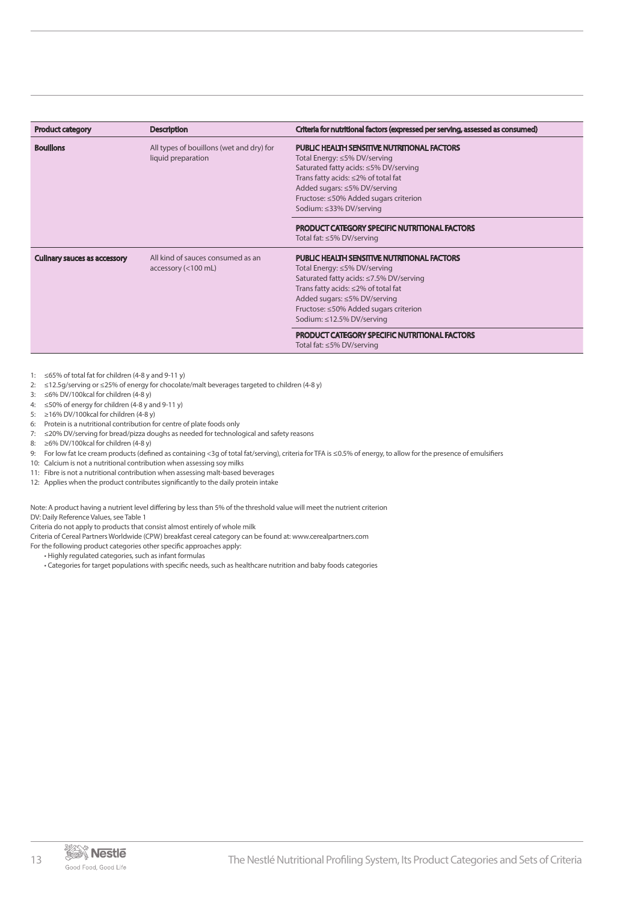| Product category | Description | Criteria for nutritional factors (expressed per serving, assessed as consumed) |
|---|---|---|
| **Bouillons** | All types of bouillons (wet and dry) for liquid preparation | **PUBLIC HEALTH SENSITIVE NUTRITIONAL FACTORS**<br>Total Energy: ≤5% DV/serving<br>Saturated fatty acids: ≤5% DV/serving<br>Trans fatty acids: ≤2% of total fat<br>Added sugars: ≤5% DV/serving<br>Fructose: ≤50% Added sugars criterion<br>Sodium: ≤33% DV/serving |
| | | **PRODUCT CATEGORY SPECIFIC NUTRITIONAL FACTORS**<br>Total fat: ≤5% DV/serving |
| **Culinary sauces as accessory** | All kind of sauces consumed as an accessory (<100 mL) | **PUBLIC HEALTH SENSITIVE NUTRITIONAL FACTORS**<br>Total Energy: ≤5% DV/serving<br>Saturated fatty acids: ≤7.5% DV/serving<br>Trans fatty acids: ≤2% of total fat<br>Added sugars: ≤5% DV/serving<br>Fructose: ≤50% Added sugars criterion<br>Sodium: ≤12.5% DV/serving |
| | | **PRODUCT CATEGORY SPECIFIC NUTRITIONAL FACTORS**<br>Total fat: ≤5% DV/serving |

1: ≤65% of total fat for children (4-8 y and 9-11 y)
2: ≤12.5g/serving or ≤25% of energy for chocolate/malt beverages targeted to children (4-8 y)
3: ≤6% DV/100kcal for children (4-8 y)
4: ≤50% of energy for children (4-8 y and 9-11 y)
5: ≥16% DV/100kcal for children (4-8 y)
6: Protein is a nutritional contribution for centre of plate foods only
7: ≤20% DV/serving for bread/pizza doughs as needed for technological and safety reasons
8: ≥6% DV/100kcal for children (4-8 y)
9: For low fat Ice cream products (defined as containing <3g of total fat/serving), criteria for TFA is ≤0.5% of energy, to allow for the presence of emulsifiers
10: Calcium is not a nutritional contribution when assessing soy milks
11: Fibre is not a nutritional contribution when assessing malt-based beverages
12: Applies when the product contributes significantly to the daily protein intake

Note: A product having a nutrient level differing by less than 5% of the threshold value will meet the nutrient criterion
DV: Daily Reference Values, see Table 1
Criteria do not apply to products that consist almost entirely of whole milk
Criteria of Cereal Partners Worldwide (CPW) breakfast cereal category can be found at: www.cerealpartners.com
For the following product categories other specific approaches apply:

- Highly regulated categories, such as infant formulas
- Categories for target populations with specific needs, such as healthcare nutrition and baby foods categories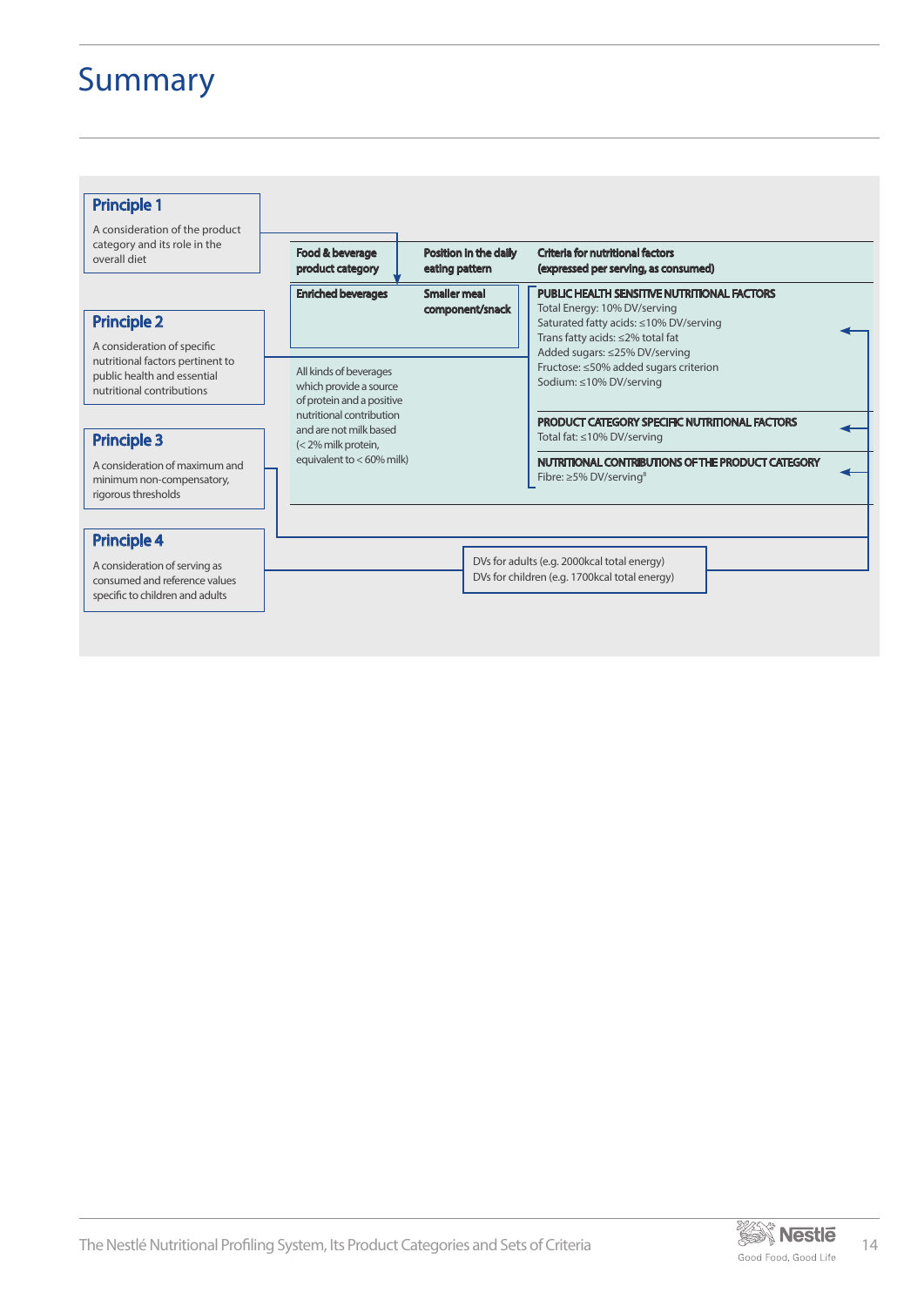# Summary

**Principle 1**

A consideration of the product category and its role in the overall diet

**Principle 2**

A consideration of specific nutritional factors pertinent to public health and essential nutritional contributions

**Principle 3**

A consideration of maximum and minimum non-compensatory, rigorous thresholds

**Principle 4**

A consideration of serving as consumed and reference values specific to children and adults

| Food & beverage product category | Position in the daily eating pattern | Criteria for nutritional factors (expressed per serving, as consumed) |
|---|---|---|
| **Enriched beverages**<br><br>All kinds of beverages which provide a source of protein and a positive nutritional contribution and are not milk based (< 2% milk protein, equivalent to < 60% milk) | **Smaller meal component/snack** | **PUBLIC HEALTH SENSITIVE NUTRITIONAL FACTORS**<br>Total Energy: 10% DV/serving<br>Saturated fatty acids: ≤10% DV/serving<br>Trans fatty acids: ≤2% total fat<br>Added sugars: ≤25% DV/serving<br>Fructose: ≤50% added sugars criterion<br>Sodium: ≤10% DV/serving<br><br>**PRODUCT CATEGORY SPECIFIC NUTRITIONAL FACTORS**<br>Total fat: ≤10% DV/serving<br><br>**NUTRITIONAL CONTRIBUTIONS OF THE PRODUCT CATEGORY**<br>Fibre: ≥5% DV/serving[8] |

DVs for adults (e.g. 2000kcal total energy)
DVs for children (e.g. 1700kcal total energy)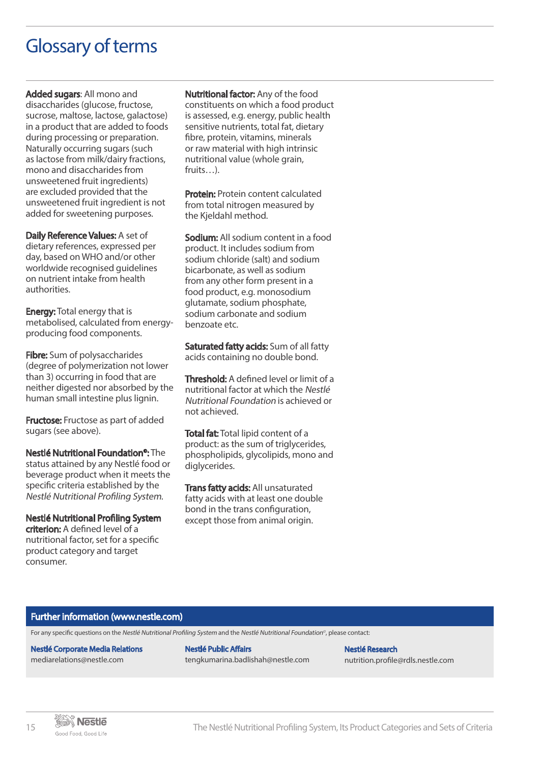# Glossary of terms

**Added sugars**: All mono and disaccharides (glucose, fructose, sucrose, maltose, lactose, galactose) in a product that are added to foods during processing or preparation. Naturally occurring sugars (such as lactose from milk/dairy fractions, mono and disaccharides from unsweetened fruit ingredients) are excluded provided that the unsweetened fruit ingredient is not added for sweetening purposes.

**Daily Reference Values:** A set of dietary references, expressed per day, based on WHO and/or other worldwide recognised guidelines on nutrient intake from health authorities.

**Energy:** Total energy that is metabolised, calculated from energy-producing food components.

**Fibre:** Sum of polysaccharides (degree of polymerization not lower than 3) occurring in food that are neither digested nor absorbed by the human small intestine plus lignin.

**Fructose:** Fructose as part of added sugars (see above).

**Nestlé Nutritional Foundation®:** The status attained by any Nestlé food or beverage product when it meets the specific criteria established by the *Nestlé Nutritional Profiling System.*

**Nestlé Nutritional Profiling System criterion:** A defined level of a nutritional factor, set for a specific product category and target consumer.

**Nutritional factor:** Any of the food constituents on which a food product is assessed, e.g. energy, public health sensitive nutrients, total fat, dietary fibre, protein, vitamins, minerals or raw material with high intrinsic nutritional value (whole grain, fruits…).

**Protein:** Protein content calculated from total nitrogen measured by the Kjeldahl method.

**Sodium:** All sodium content in a food product. It includes sodium from sodium chloride (salt) and sodium bicarbonate, as well as sodium from any other form present in a food product, e.g. monosodium glutamate, sodium phosphate, sodium carbonate and sodium benzoate etc.

**Saturated fatty acids:** Sum of all fatty acids containing no double bond.

**Threshold:** A defined level or limit of a nutritional factor at which the *Nestlé Nutritional Foundation* is achieved or not achieved.

**Total fat:** Total lipid content of a product: as the sum of triglycerides, phospholipids, glycolipids, mono and diglycerides.

**Trans fatty acids:** All unsaturated fatty acids with at least one double bond in the trans configuration, except those from animal origin.

## Further information (www.nestle.com)

For any specific questions on the *Nestlé Nutritional Profiling System* and the *Nestlé Nutritional Foundation*©, please contact:

**Nestlé Corporate Media Relations**
mediarelations@nestle.com

**Nestlé Public Affairs**
tengkumarina.badlishah@nestle.com

**Nestlé Research**
nutrition.profile@rdls.nestle.com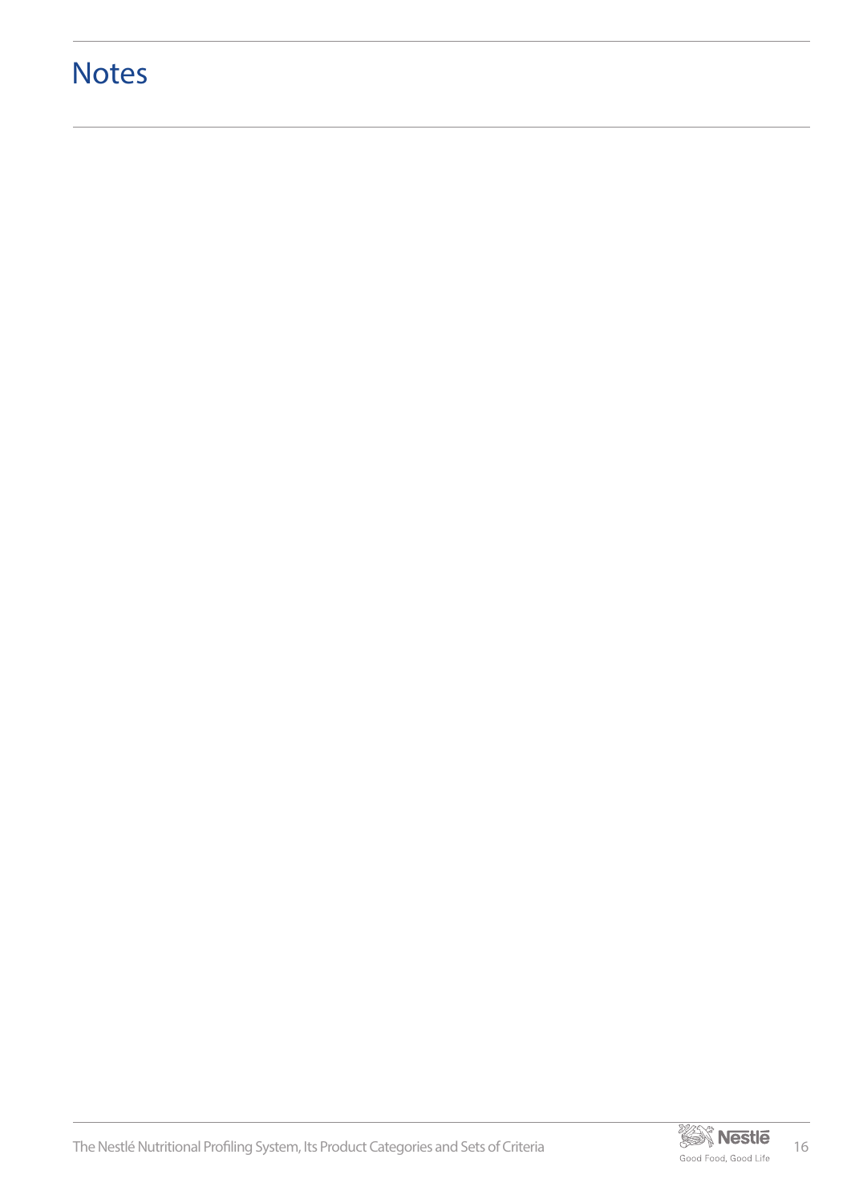# Notes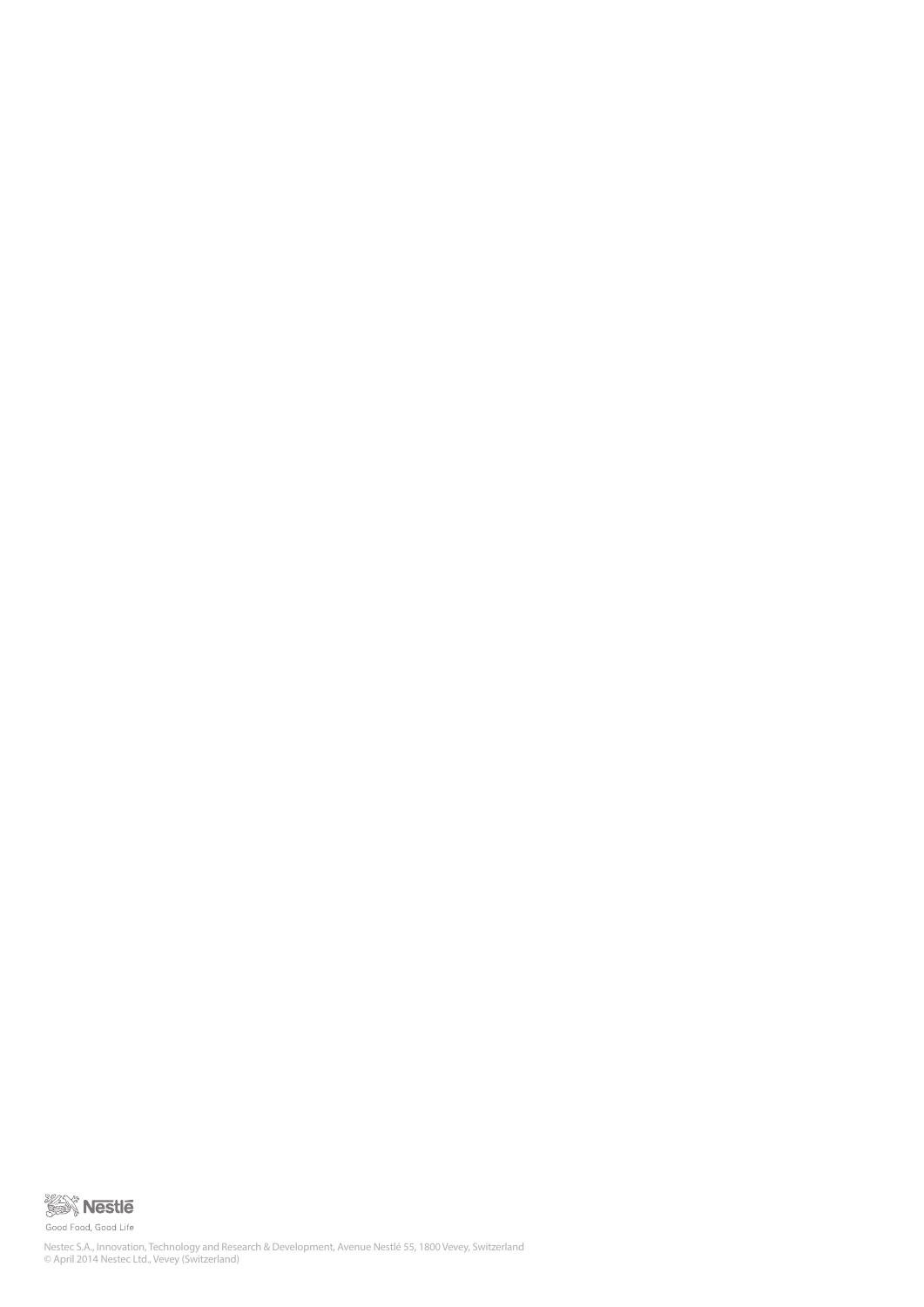Nestlé

Good Food, Good Life

Nestec S.A., Innovation, Technology and Research & Development, Avenue Nestlé 55, 1800 Vevey, Switzerland
© April 2014 Nestec Ltd., Vevey (Switzerland)